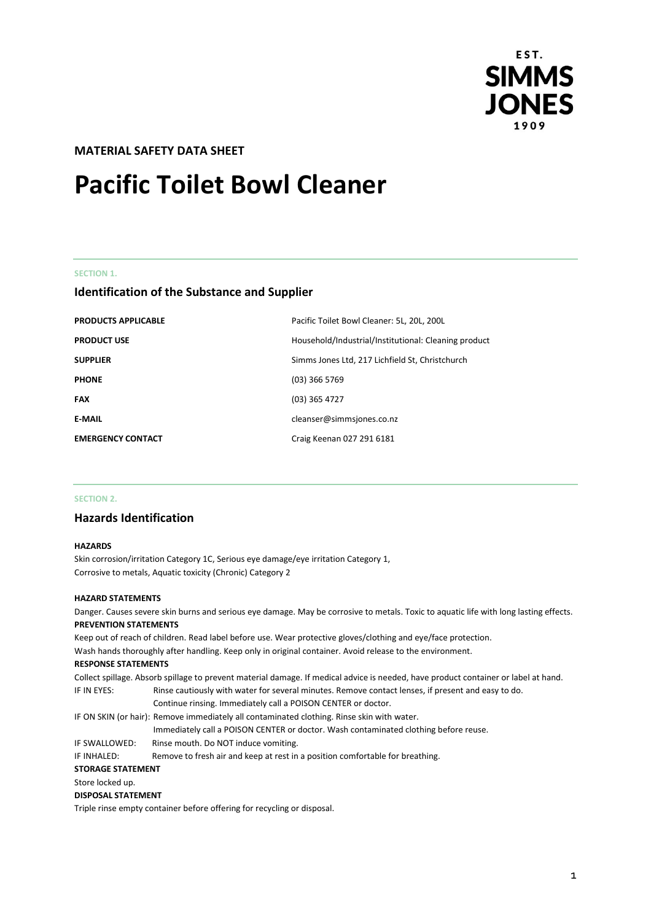EST. SIMMS JONES 1909

**MATERIAL SAFETY DATA SHEET**

# Pacific Toilet Bowl Cleaner

SECTION 1.

## Identification of the Substance and Supplier

| | |
|---|---|
| **PRODUCTS APPLICABLE** | Pacific Toilet Bowl Cleaner: 5L, 20L, 200L |
| **PRODUCT USE** | Household/Industrial/Institutional: Cleaning product |
| **SUPPLIER** | Simms Jones Ltd, 217 Lichfield St, Christchurch |
| **PHONE** | (03) 366 5769 |
| **FAX** | (03) 365 4727 |
| **E-MAIL** | cleanser@simmsjones.co.nz |
| **EMERGENCY CONTACT** | Craig Keenan 027 291 6181 |

SECTION 2.

## Hazards Identification

**HAZARDS**

Skin corrosion/irritation Category 1C, Serious eye damage/eye irritation Category 1,
Corrosive to metals, Aquatic toxicity (Chronic) Category 2

**HAZARD STATEMENTS**

Danger. Causes severe skin burns and serious eye damage. May be corrosive to metals. Toxic to aquatic life with long lasting effects.

**PREVENTION STATEMENTS**

Keep out of reach of children. Read label before use. Wear protective gloves/clothing and eye/face protection.
Wash hands thoroughly after handling. Keep only in original container. Avoid release to the environment.

**RESPONSE STATEMENTS**

Collect spillage. Absorb spillage to prevent material damage. If medical advice is needed, have product container or label at hand.

IF IN EYES: Rinse cautiously with water for several minutes. Remove contact lenses, if present and easy to do. Continue rinsing. Immediately call a POISON CENTER or doctor.

IF ON SKIN (or hair): Remove immediately all contaminated clothing. Rinse skin with water. Immediately call a POISON CENTER or doctor. Wash contaminated clothing before reuse.

IF SWALLOWED: Rinse mouth. Do NOT induce vomiting.

IF INHALED: Remove to fresh air and keep at rest in a position comfortable for breathing.

**STORAGE STATEMENT**

Store locked up.

**DISPOSAL STATEMENT**

Triple rinse empty container before offering for recycling or disposal.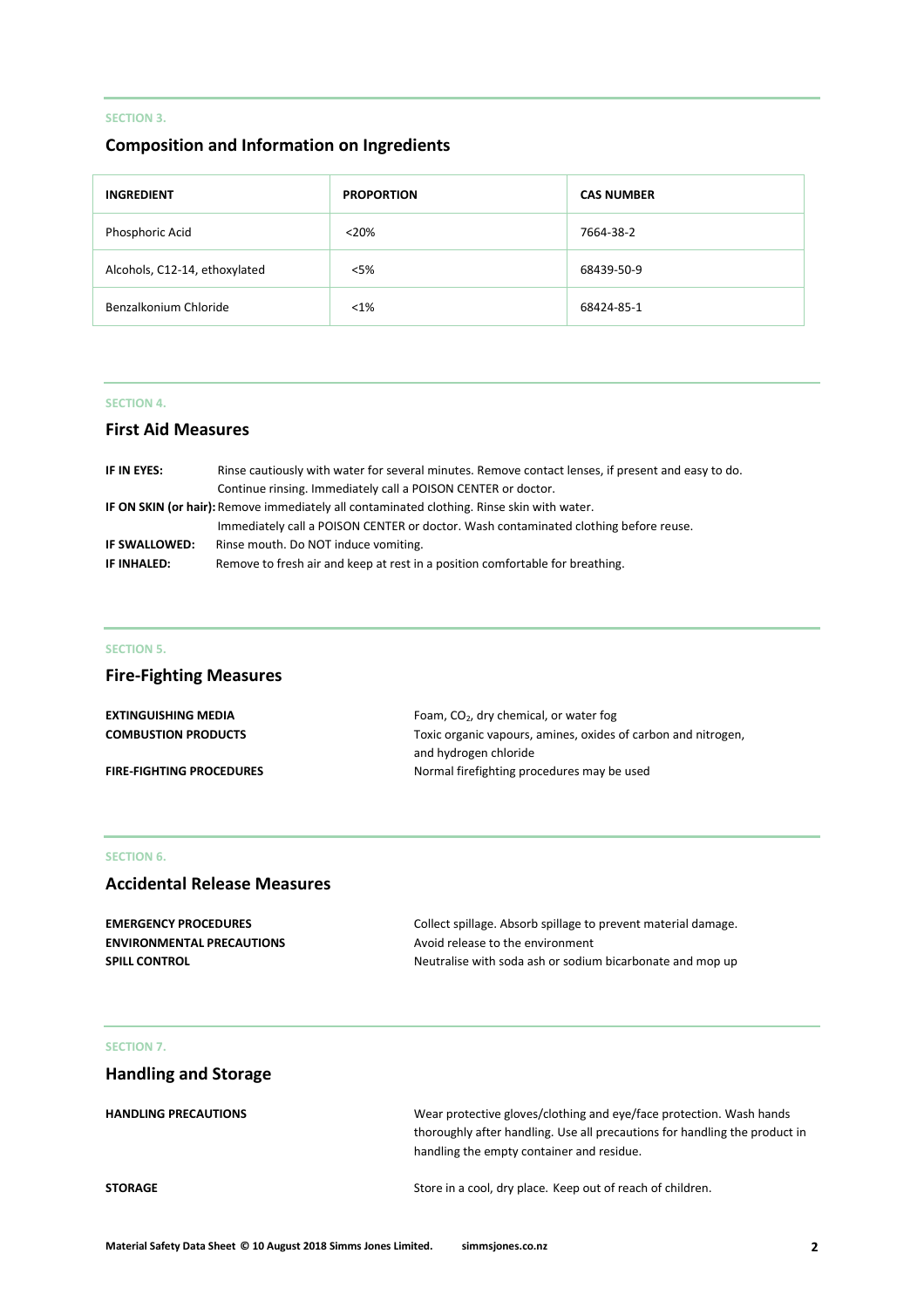SECTION 3.

## Composition and Information on Ingredients

| INGREDIENT | PROPORTION | CAS NUMBER |
|---|---|---|
| Phosphoric Acid | <20% | 7664-38-2 |
| Alcohols, C12-14, ethoxylated | <5% | 68439-50-9 |
| Benzalkonium Chloride | <1% | 68424-85-1 |

SECTION 4.

## First Aid Measures

**IF IN EYES:** Rinse cautiously with water for several minutes. Remove contact lenses, if present and easy to do. Continue rinsing. Immediately call a POISON CENTER or doctor.

**IF ON SKIN (or hair):** Remove immediately all contaminated clothing. Rinse skin with water. Immediately call a POISON CENTER or doctor. Wash contaminated clothing before reuse.

**IF SWALLOWED:** Rinse mouth. Do NOT induce vomiting.

**IF INHALED:** Remove to fresh air and keep at rest in a position comfortable for breathing.

SECTION 5.

## Fire-Fighting Measures

**EXTINGUISHING MEDIA** Foam, $CO_2$, dry chemical, or water fog

**COMBUSTION PRODUCTS** Toxic organic vapours, amines, oxides of carbon and nitrogen, and hydrogen chloride

**FIRE-FIGHTING PROCEDURES** Normal firefighting procedures may be used

SECTION 6.

## Accidental Release Measures

**EMERGENCY PROCEDURES** Collect spillage. Absorb spillage to prevent material damage.

**ENVIRONMENTAL PRECAUTIONS** Avoid release to the environment

**SPILL CONTROL** Neutralise with soda ash or sodium bicarbonate and mop up

SECTION 7.

## Handling and Storage

**HANDLING PRECAUTIONS** Wear protective gloves/clothing and eye/face protection. Wash hands thoroughly after handling. Use all precautions for handling the product in handling the empty container and residue.

**STORAGE** Store in a cool, dry place. Keep out of reach of children.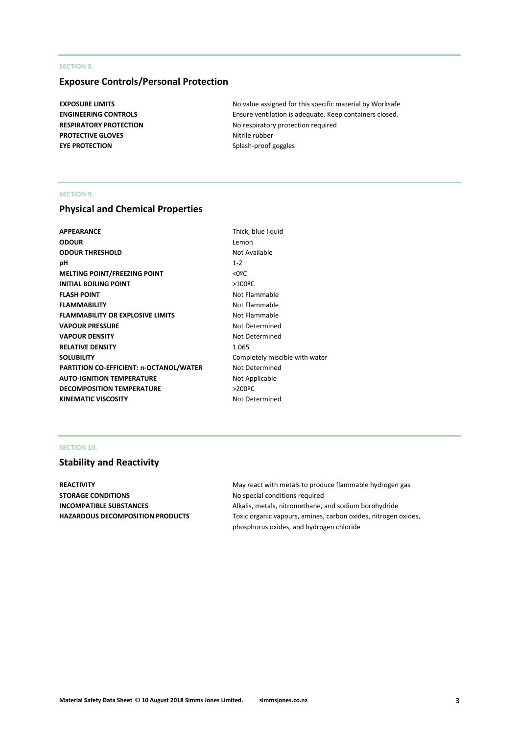SECTION 8.

## Exposure Controls/Personal Protection

| | |
|---|---|
| **EXPOSURE LIMITS** | No value assigned for this specific material by Worksafe |
| **ENGINEERING CONTROLS** | Ensure ventilation is adequate. Keep containers closed. |
| **RESPIRATORY PROTECTION** | No respiratory protection required |
| **PROTECTIVE GLOVES** | Nitrile rubber |
| **EYE PROTECTION** | Splash-proof goggles |

SECTION 9.

## Physical and Chemical Properties

| | |
|---|---|
| **APPEARANCE** | Thick, blue liquid |
| **ODOUR** | Lemon |
| **ODOUR THRESHOLD** | Not Available |
| **pH** | 1-2 |
| **MELTING POINT/FREEZING POINT** | <0ºC |
| **INITIAL BOILING POINT** | >100ºC |
| **FLASH POINT** | Not Flammable |
| **FLAMMABILITY** | Not Flammable |
| **FLAMMABILITY OR EXPLOSIVE LIMITS** | Not Flammable |
| **VAPOUR PRESSURE** | Not Determined |
| **VAPOUR DENSITY** | Not Determined |
| **RELATIVE DENSITY** | 1.065 |
| **SOLUBILITY** | Completely miscible with water |
| **PARTITION CO-EFFICIENT: n-OCTANOL/WATER** | Not Determined |
| **AUTO-IGNITION TEMPERATURE** | Not Applicable |
| **DECOMPOSITION TEMPERATURE** | >200ºC |
| **KINEMATIC VISCOSITY** | Not Determined |

SECTION 10.

## Stability and Reactivity

| | |
|---|---|
| **REACTIVITY** | May react with metals to produce flammable hydrogen gas |
| **STORAGE CONDITIONS** | No special conditions required |
| **INCOMPATIBLE SUBSTANCES** | Alkalis, metals, nitromethane, and sodium borohydride |
| **HAZARDOUS DECOMPOSITION PRODUCTS** | Toxic organic vapours, amines, carbon oxides, nitrogen oxides, phosphorus oxides, and hydrogen chloride |

Material Safety Data Sheet © 10 August 2018 Simms Jones Limited. simmsjones.co.nz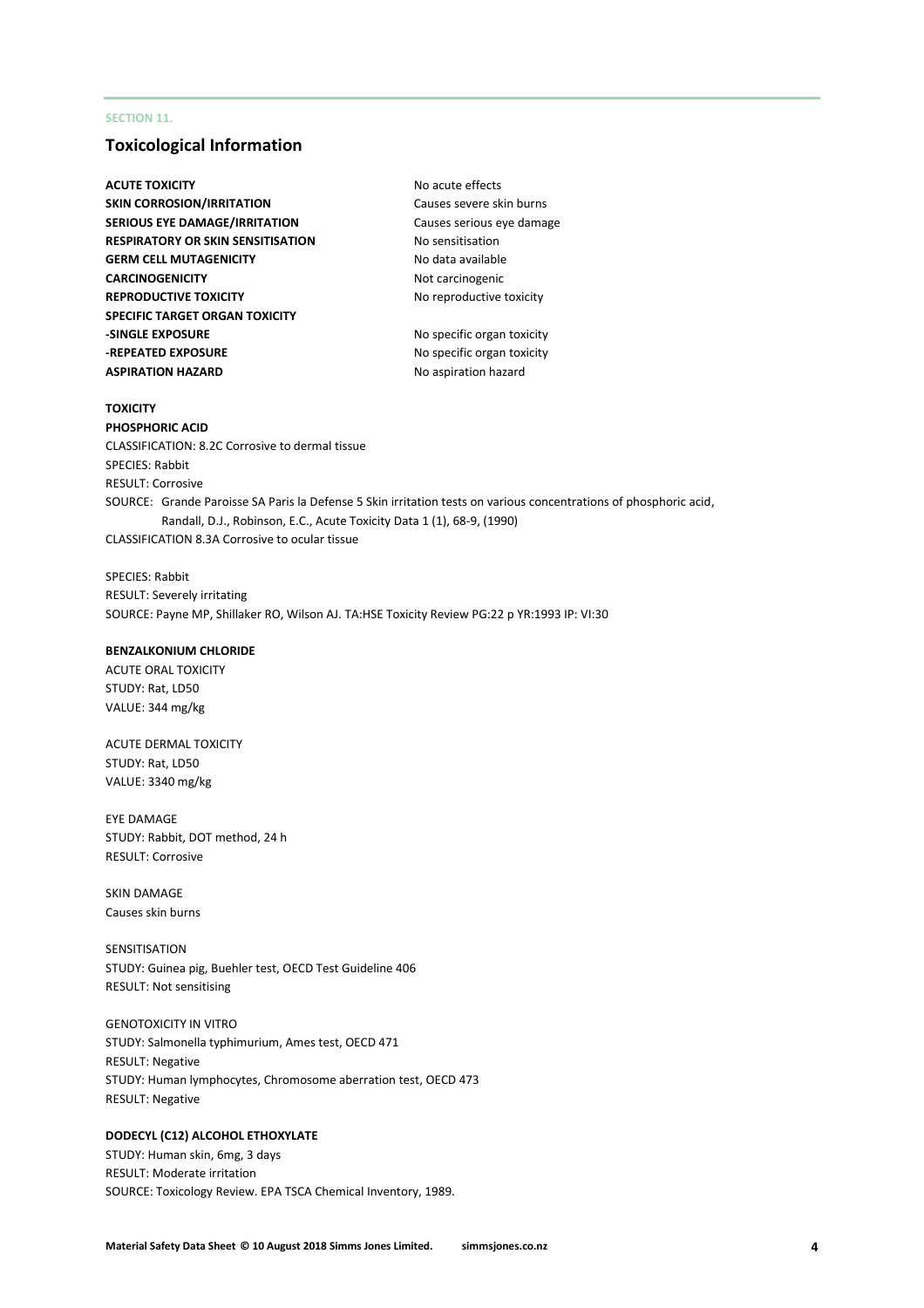SECTION 11.

## Toxicological Information

| | |
|---|---|
| **ACUTE TOXICITY** | No acute effects |
| **SKIN CORROSION/IRRITATION** | Causes severe skin burns |
| **SERIOUS EYE DAMAGE/IRRITATION** | Causes serious eye damage |
| **RESPIRATORY OR SKIN SENSITISATION** | No sensitisation |
| **GERM CELL MUTAGENICITY** | No data available |
| **CARCINOGENICITY** | Not carcinogenic |
| **REPRODUCTIVE TOXICITY** | No reproductive toxicity |
| **SPECIFIC TARGET ORGAN TOXICITY** | |
| **-SINGLE EXPOSURE** | No specific organ toxicity |
| **-REPEATED EXPOSURE** | No specific organ toxicity |
| **ASPIRATION HAZARD** | No aspiration hazard |

**TOXICITY**

**PHOSPHORIC ACID**

CLASSIFICATION: 8.2C Corrosive to dermal tissue
SPECIES: Rabbit
RESULT: Corrosive
SOURCE: Grande Paroisse SA Paris la Defense 5 Skin irritation tests on various concentrations of phosphoric acid, Randall, D.J., Robinson, E.C., Acute Toxicity Data 1 (1), 68-9, (1990)
CLASSIFICATION 8.3A Corrosive to ocular tissue

SPECIES: Rabbit
RESULT: Severely irritating
SOURCE: Payne MP, Shillaker RO, Wilson AJ. TA:HSE Toxicity Review PG:22 p YR:1993 IP: VI:30

**BENZALKONIUM CHLORIDE**

ACUTE ORAL TOXICITY
STUDY: Rat, LD50
VALUE: 344 mg/kg

ACUTE DERMAL TOXICITY
STUDY: Rat, LD50
VALUE: 3340 mg/kg

EYE DAMAGE
STUDY: Rabbit, DOT method, 24 h
RESULT: Corrosive

SKIN DAMAGE
Causes skin burns

SENSITISATION
STUDY: Guinea pig, Buehler test, OECD Test Guideline 406
RESULT: Not sensitising

GENOTOXICITY IN VITRO
STUDY: Salmonella typhimurium, Ames test, OECD 471
RESULT: Negative
STUDY: Human lymphocytes, Chromosome aberration test, OECD 473
RESULT: Negative

**DODECYL (C12) ALCOHOL ETHOXYLATE**

STUDY: Human skin, 6mg, 3 days
RESULT: Moderate irritation
SOURCE: Toxicology Review. EPA TSCA Chemical Inventory, 1989.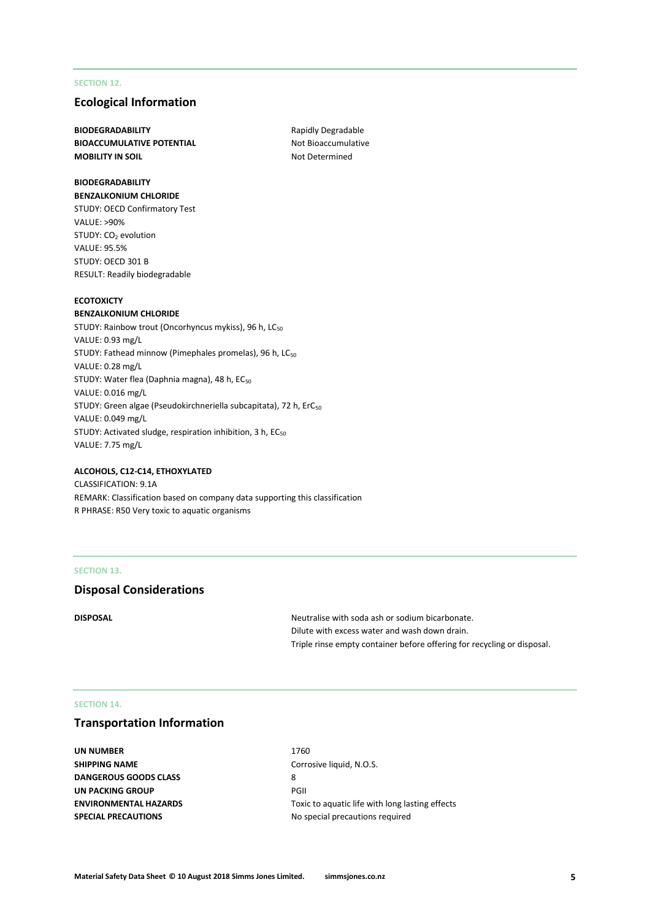SECTION 12.

## Ecological Information

| | |
|---|---|
| **BIODEGRADABILITY** | Rapidly Degradable |
| **BIOACCUMULATIVE POTENTIAL** | Not Bioaccumulative |
| **MOBILITY IN SOIL** | Not Determined |

**BIODEGRADABILITY**
**BENZALKONIUM CHLORIDE**
STUDY: OECD Confirmatory Test
VALUE: >90%
STUDY: $CO_2$ evolution
VALUE: 95.5%
STUDY: OECD 301 B
RESULT: Readily biodegradable

**ECOTOXICTY**
**BENZALKONIUM CHLORIDE**
STUDY: Rainbow trout (Oncorhyncus mykiss), 96 h, $LC_{50}$
VALUE: 0.93 mg/L
STUDY: Fathead minnow (Pimephales promelas), 96 h, $LC_{50}$
VALUE: 0.28 mg/L
STUDY: Water flea (Daphnia magna), 48 h, $EC_{50}$
VALUE: 0.016 mg/L
STUDY: Green algae (Pseudokirchneriella subcapitata), 72 h, $ErC_{50}$
VALUE: 0.049 mg/L
STUDY: Activated sludge, respiration inhibition, 3 h, $EC_{50}$
VALUE: 7.75 mg/L

**ALCOHOLS, C12-C14, ETHOXYLATED**
CLASSIFICATION: 9.1A
REMARK: Classification based on company data supporting this classification
R PHRASE: R50 Very toxic to aquatic organisms

SECTION 13.

## Disposal Considerations

**DISPOSAL**

Neutralise with soda ash or sodium bicarbonate.
Dilute with excess water and wash down drain.
Triple rinse empty container before offering for recycling or disposal.

SECTION 14.

## Transportation Information

| | |
|---|---|
| **UN NUMBER** | 1760 |
| **SHIPPING NAME** | Corrosive liquid, N.O.S. |
| **DANGEROUS GOODS CLASS** | 8 |
| **UN PACKING GROUP** | PGII |
| **ENVIRONMENTAL HAZARDS** | Toxic to aquatic life with long lasting effects |
| **SPECIAL PRECAUTIONS** | No special precautions required |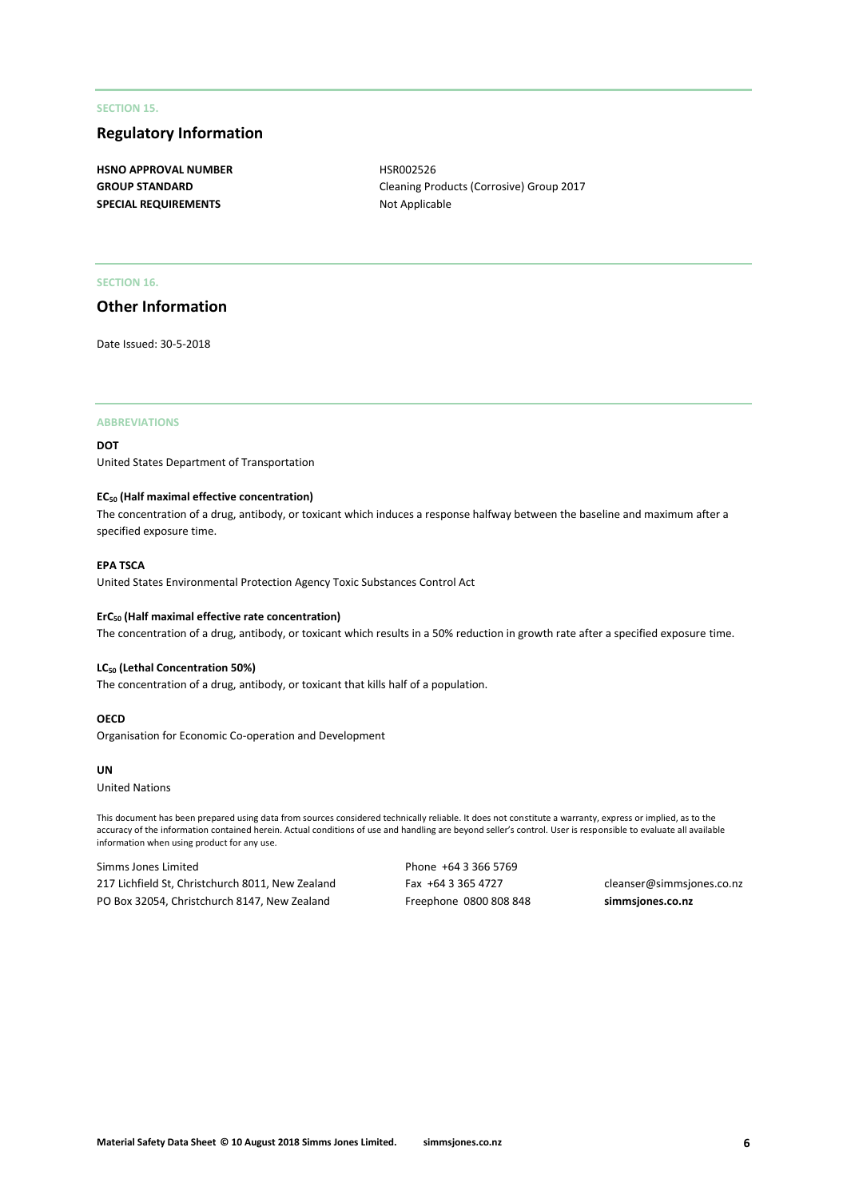SECTION 15.

## Regulatory Information

| | |
|---|---|
| **HSNO APPROVAL NUMBER** | HSR002526 |
| **GROUP STANDARD** | Cleaning Products (Corrosive) Group 2017 |
| **SPECIAL REQUIREMENTS** | Not Applicable |

SECTION 16.

## Other Information

Date Issued: 30-5-2018

### ABBREVIATIONS

**DOT**
United States Department of Transportation

**$EC_{50}$ (Half maximal effective concentration)**
The concentration of a drug, antibody, or toxicant which induces a response halfway between the baseline and maximum after a specified exposure time.

**EPA TSCA**
United States Environmental Protection Agency Toxic Substances Control Act

**$ErC_{50}$ (Half maximal effective rate concentration)**
The concentration of a drug, antibody, or toxicant which results in a 50% reduction in growth rate after a specified exposure time.

**$LC_{50}$ (Lethal Concentration 50%)**
The concentration of a drug, antibody, or toxicant that kills half of a population.

**OECD**
Organisation for Economic Co-operation and Development

**UN**
United Nations

This document has been prepared using data from sources considered technically reliable. It does not constitute a warranty, express or implied, as to the accuracy of the information contained herein. Actual conditions of use and handling are beyond seller's control. User is responsible to evaluate all available information when using product for any use.

Simms Jones Limited
217 Lichfield St, Christchurch 8011, New Zealand
PO Box 32054, Christchurch 8147, New Zealand

Phone +64 3 366 5769
Fax +64 3 365 4727
Freephone 0800 808 848

cleanser@simmsjones.co.nz
**simmsjones.co.nz**